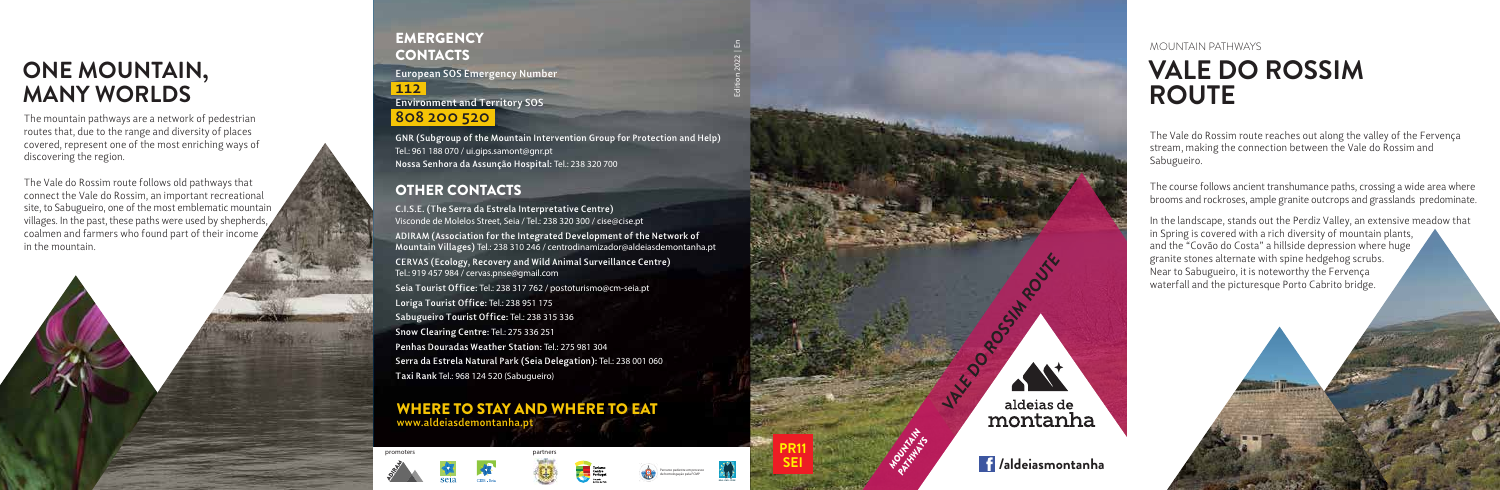# ONE MOUNTAIN, MANY WORLDS

The mountain pathways are a network of pedestrian routes that, due to the range and diversity of places covered, represent one of the most enriching ways of discovering the region.

The Vale do Rossim route follows old pathways that connect the Vale do Rossim, an important recreational site, to Sabugueiro, one of the most emblematic mountain villages. In the past, these paths were used by shepherds, coalmen and farmers who found part of their income in the mountain.

## EMERGENCY CONTACTS

**European SOS Emergency Number**
**112**

**Environment and Territory SOS**
**808 200 520**

**GNR (Subgroup of the Mountain Intervention Group for Protection and Help)** Tel.: 961 188 070 / ui.gips.samont@gnr.pt
**Nossa Senhora da Assunção Hospital:** Tel.: 238 320 700

## OTHER CONTACTS

**C.I.S.E. (The Serra da Estrela Interpretative Centre)** Visconde de Molelos Street, Seia / Tel.: 238 320 300 / cise@cise.pt

**ADIRAM (Association for the Integrated Development of the Network of Mountain Villages)** Tel.: 238 310 246 / centrodinamizador@aldeiasdemontanha.pt

**CERVAS (Ecology, Recovery and Wild Animal Surveillance Centre)** Tel.: 919 457 984 / cervas.pnse@gmail.com

**Seia Tourist Office:** Tel.: 238 317 762 / postoturismo@cm-seia.pt

**Loriga Tourist Office:** Tel.: 238 951 175

**Sabugueiro Tourist Office:** Tel.: 238 315 336

**Snow Clearing Centre:** Tel.: 275 336 251

**Penhas Douradas Weather Station:** Tel.: 275 981 304

**Serra da Estrela Natural Park (Seia Delegation):** Tel.: 238 001 060

**Taxi Rank** Tel.: 968 124 520 (Sabugueiro)

## WHERE TO STAY AND WHERE TO EAT
**www.aldeiasdemontanha.pt**

promoters | partners

Edition 2022 | En

PR11 SEI

MOUNTAIN PATHWAYS

VALE DO ROSSIM ROUTE

aldeias de montanha

/aldeiasmontanha

MOUNTAIN PATHWAYS

# VALE DO ROSSIM ROUTE

The Vale do Rossim route reaches out along the valley of the Fervença stream, making the connection between the Vale do Rossim and Sabugueiro.

The course follows ancient transhumance paths, crossing a wide area where brooms and rockroses, ample granite outcrops and grasslands predominate.

In the landscape, stands out the Perdiz Valley, an extensive meadow that in Spring is covered with a rich diversity of mountain plants, and the "Covão do Costa" a hillside depression where huge granite stones alternate with spine hedgehog scrubs. Near to Sabugueiro, it is noteworthy the Fervença waterfall and the picturesque Porto Cabrito bridge.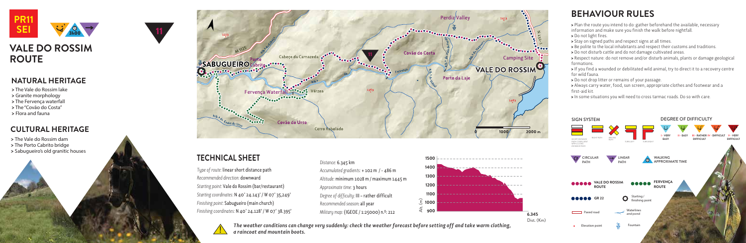PR11 SEI

3h00

# VALE DO ROSSIM ROUTE

## NATURAL HERITAGE

- The Vale do Rossim lake
- Granite morphology
- The Fervença waterfall
- The "Covão do Costa"
- Flora and fauna

## CULTURAL HERITAGE

- The Vale do Rossim dam
- The Porto Cabrito bridge
- Sabugueiro's old granitic houses

11

SABUGUEIRO
Porto Cabrito
Cabeço da Carnazeda
Fervença Waterfall
Várzea
Covão do Urso
Cerro Rebolado
Perdiz Valley
Covão do Costa
Porto da Laje
Camping Site
VALE DO ROSSIM
1223
1369
1413
1463
M 1125
N 232-2
0 1000 2000 m

## TECHNICAL SHEET

*Type of route:* linear short distance path
*Recommended direction:* downward
*Starting point:* Vale do Rossim (bar/restaurant)
*Starting coordinates:* N 40° 24.143' / W 07° 35,249'
*Finishing point:* Sabugueiro (main church)
*Finishing coordinates:* N 40° 24.128' / W 07° 38.395'

*Distance:* 6.345 km
*Accumulated gradients:* + 102 m / - 486 m
*Altitude:* minimum 1028 m / maximum 1445 m
*Approximate time:* 3 hours
*Degree of difficulty:* III – rather difficult
*Recommended season:* all year
*Military map:* (IGEOE / 1:25000) n.º: 212

1500
1400
1300
1200
1100
1000
900
Alt. (m)
6.345
Dist. (Km)

***The weather conditions can change very suddenly: check the weather forecast before setting off and take warm clothing, a raincoat and mountain boots.***

## BEHAVIOUR RULES

- Plan the route you intend to do: gather beforehand the available, necessary information and make sure you finish the walk before nightfall.
- Do not light fires.
- Stay on signed paths and respect signs at all times.
- Be polite to the local inhabitants and respect their customs and traditions.
- Do not disturb cattle and do not damage cultivated areas.
- Respect nature: do not remove and/or disturb animals, plants or damage geological formations.
- If you find a wounded or debilitated wild animal, try to direct it to a recovery centre for wild fauna.
- Do not drop litter or remains of your passage.
- Always carry water, food, sun screen, appropriate clothes and footwear and a first-aid kit.
- In some situations you will need to cross tarmac roads. Do so with care.

SIGN SYSTEM

SHORT DISTANCE (SEE) COMPLIANT WITH (LONG DISTANCE PATH)
RIGHT PATH
WRONG PATH
TURN LEFT
TURN RIGHT

DEGREE OF DIFFICULTY

I - VERY EASY
II - EASY
III - RATHER DIFFICULT
IV - DIFFICULT
V - VERY DIFFICULT

CIRCULAR PATH
LINEAR PATH
WALKING APPROXIMATE TIME

VALE DO ROSSIM ROUTE
FERVENÇA ROUTE
GR 22
Starting / finishing point
Paved road
Waterlines and pond
Elevation point
Fountain